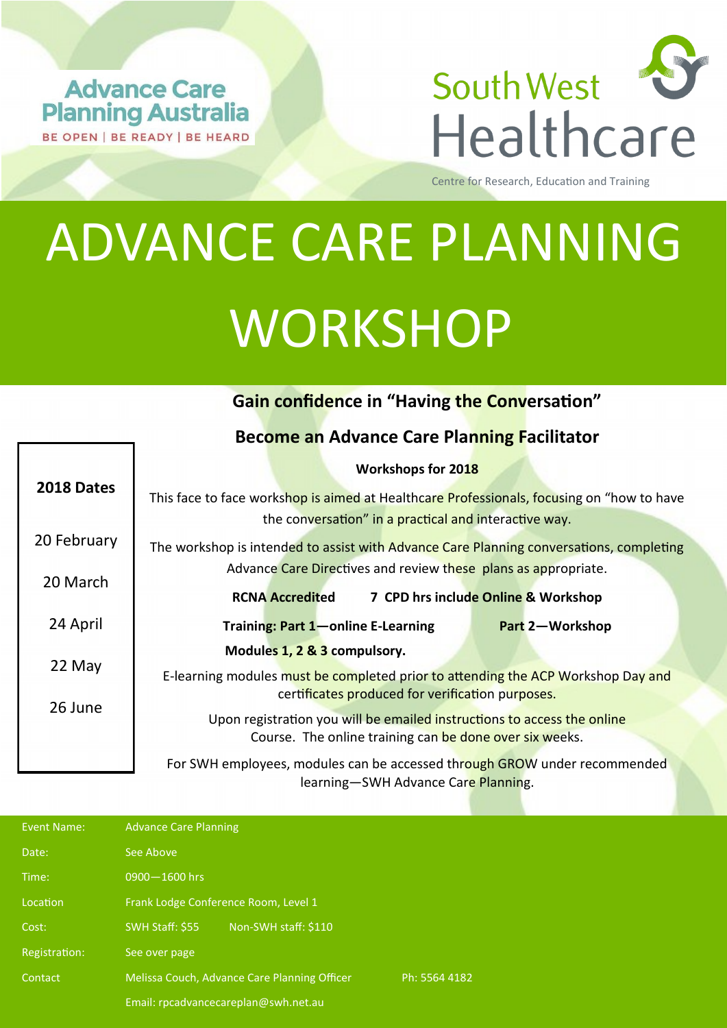Advance Care Planning Australia

BE OPEN | BE READY | BE HEARD

South West Healthcare

Centre for Research, Education and Training

# ADVANCE CARE PLANNING WORKSHOP

## Gain confidence in "Having the Conversation"

## Become an Advance Care Planning Facilitator

**2018 Dates**

20 February

20 March

24 April

22 May

26 June

**Workshops for 2018**

This face to face workshop is aimed at Healthcare Professionals, focusing on "how to have the conversation" in a practical and interactive way.

The workshop is intended to assist with Advance Care Planning conversations, completing Advance Care Directives and review these plans as appropriate.

**RCNA Accredited** **7 CPD hrs include Online & Workshop**

**Training: Part 1—online E-Learning** **Part 2—Workshop**

**Modules 1, 2 & 3 compulsory.**

E-learning modules must be completed prior to attending the ACP Workshop Day and certificates produced for verification purposes.

Upon registration you will be emailed instructions to access the online Course. The online training can be done over six weeks.

For SWH employees, modules can be accessed through GROW under recommended learning—SWH Advance Care Planning.

| | | |
|---|---|---|
| Event Name: | Advance Care Planning | |
| Date: | See Above | |
| Time: | 0900—1600 hrs | |
| Location | Frank Lodge Conference Room, Level 1 | |
| Cost: | SWH Staff: $55 Non-SWH staff: $110 | |
| Registration: | See over page | |
| Contact | Melissa Couch, Advance Care Planning Officer | Ph: 5564 4182 |
| | Email: rpcadvancecareplan@swh.net.au | |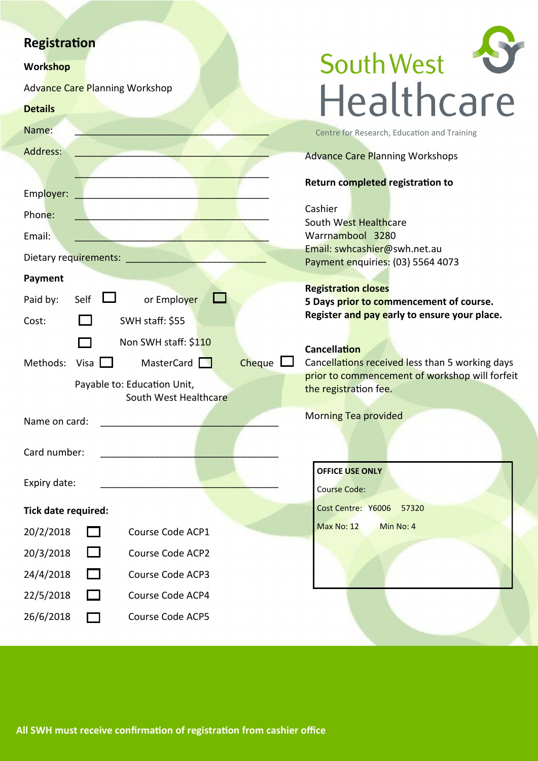## Registration

**Workshop**

Advance Care Planning Workshop

**Details**

Name: ___________________________________

Address: ___________________________________

___________________________________

Employer: ___________________________________

Phone: ___________________________________

Email: ___________________________________

Dietary requirements: _________________________

**Payment**

Paid by: Self ☐ or Employer ☐

Cost: ☐ SWH staff: $55

☐ Non SWH staff: $110

Methods: Visa ☐ MasterCard ☐ Cheque ☐

Payable to: Education Unit, South West Healthcare

Name on card: _______________________________

Card number: _______________________________

Expiry date: _______________________________

**Tick date required:**

| | | |
|---|---|---|
| 20/2/2018 | ☐ | Course Code ACP1 |
| 20/3/2018 | ☐ | Course Code ACP2 |
| 24/4/2018 | ☐ | Course Code ACP3 |
| 22/5/2018 | ☐ | Course Code ACP4 |
| 26/6/2018 | ☐ | Course Code ACP5 |

South West Healthcare

Centre for Research, Education and Training

Advance Care Planning Workshops

**Return completed registration to**

Cashier
South West Healthcare
Warrnambool 3280
Email: swhcashier@swh.net.au
Payment enquiries: (03) 5564 4073

**Registration closes**
**5 Days prior to commencement of course.**
**Register and pay early to ensure your place.**

**Cancellation**
Cancellations received less than 5 working days prior to commencement of workshop will forfeit the registration fee.

Morning Tea provided

**OFFICE USE ONLY**

Course Code:

Cost Centre: Y6006 57320

Max No: 12 Min No: 4

**All SWH must receive confirmation of registration from cashier office**